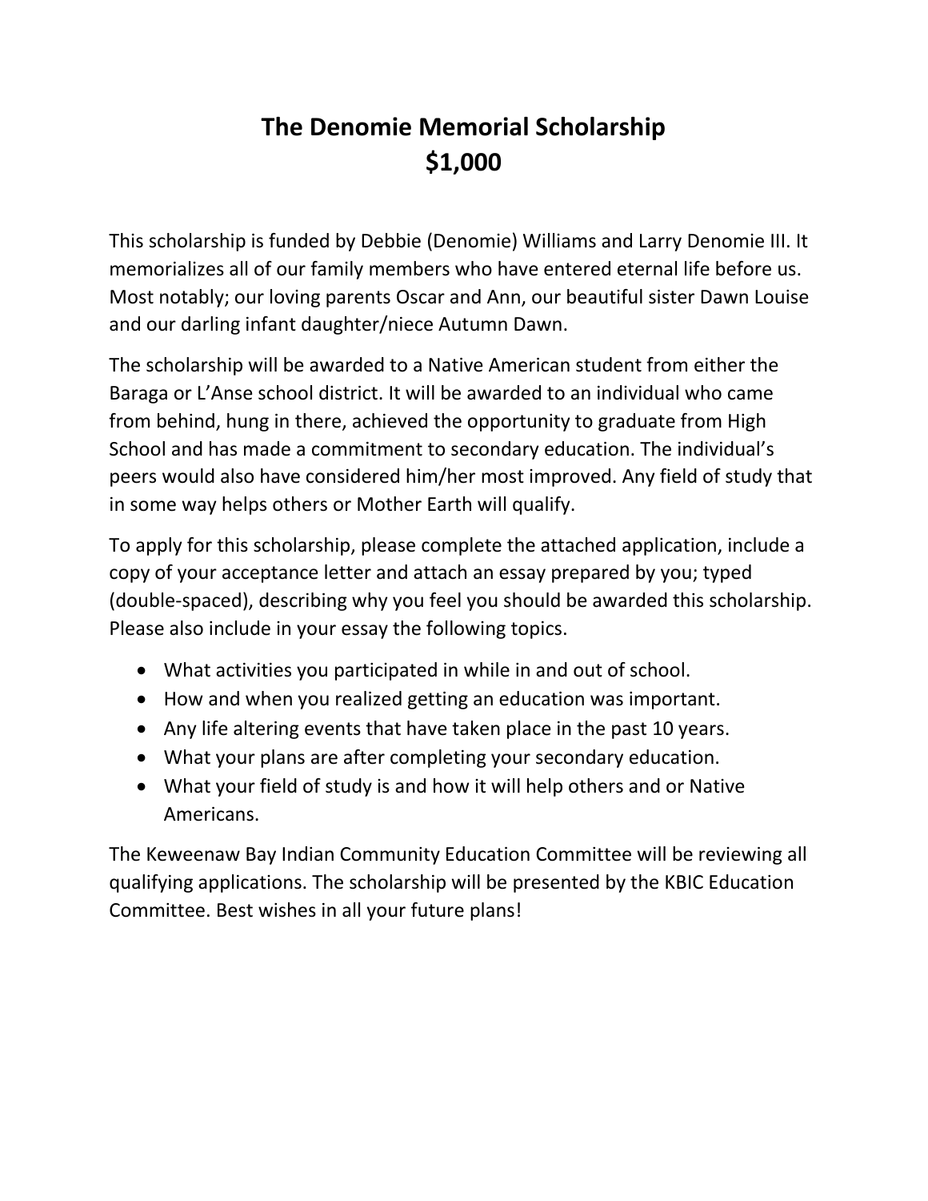# The Denomie Memorial Scholarship
# $1,000

This scholarship is funded by Debbie (Denomie) Williams and Larry Denomie III. It memorializes all of our family members who have entered eternal life before us. Most notably; our loving parents Oscar and Ann, our beautiful sister Dawn Louise and our darling infant daughter/niece Autumn Dawn.

The scholarship will be awarded to a Native American student from either the Baraga or L'Anse school district. It will be awarded to an individual who came from behind, hung in there, achieved the opportunity to graduate from High School and has made a commitment to secondary education. The individual's peers would also have considered him/her most improved. Any field of study that in some way helps others or Mother Earth will qualify.

To apply for this scholarship, please complete the attached application, include a copy of your acceptance letter and attach an essay prepared by you; typed (double-spaced), describing why you feel you should be awarded this scholarship. Please also include in your essay the following topics.

- What activities you participated in while in and out of school.
- How and when you realized getting an education was important.
- Any life altering events that have taken place in the past 10 years.
- What your plans are after completing your secondary education.
- What your field of study is and how it will help others and or Native Americans.

The Keweenaw Bay Indian Community Education Committee will be reviewing all qualifying applications. The scholarship will be presented by the KBIC Education Committee. Best wishes in all your future plans!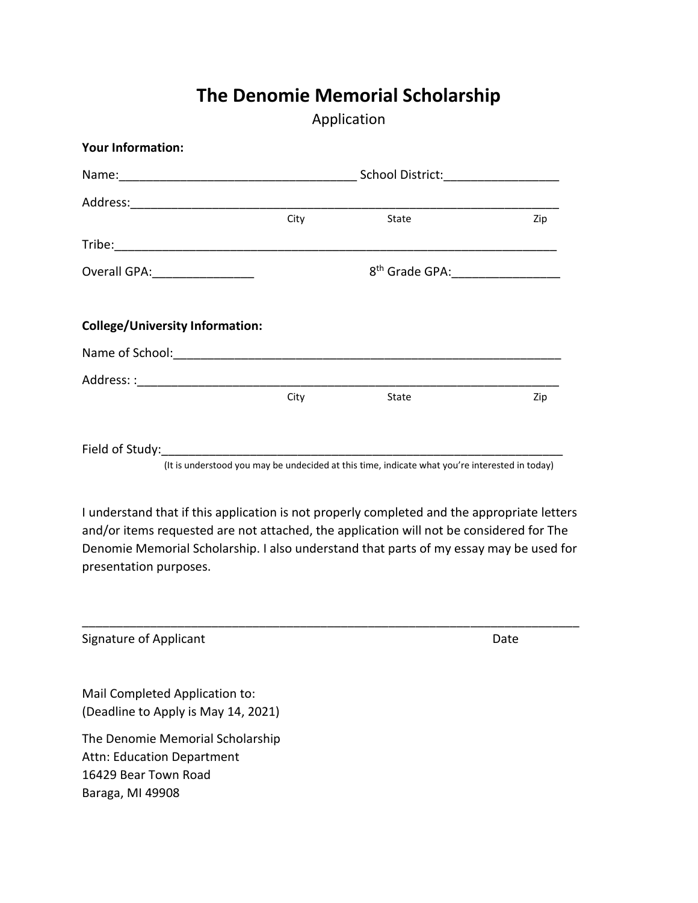# The Denomie Memorial Scholarship

Application

**Your Information:**

Name:__________________________________ School District:________________

Address:_______________________________________________________________

City State Zip

Tribe:__________________________________________________________________

Overall GPA:_______________ 8th Grade GPA:________________

**College/University Information:**

Name of School:__________________________________________________________

Address: :______________________________________________________________

City State Zip

Field of Study:____________________________________________________________

(It is understood you may be undecided at this time, indicate what you're interested in today)

I understand that if this application is not properly completed and the appropriate letters and/or items requested are not attached, the application will not be considered for The Denomie Memorial Scholarship. I also understand that parts of my essay may be used for presentation purposes.

__________________________________________________________________________

Signature of Applicant Date

Mail Completed Application to:
(Deadline to Apply is May 14, 2021)

The Denomie Memorial Scholarship
Attn: Education Department
16429 Bear Town Road
Baraga, MI 49908